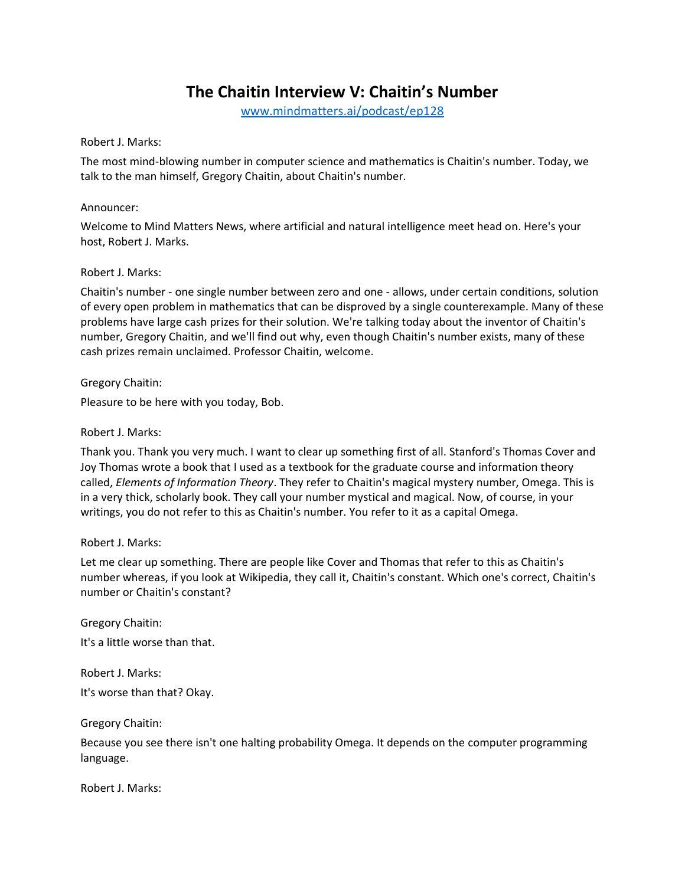# The Chaitin Interview V: Chaitin's Number

www.mindmatters.ai/podcast/ep128

Robert J. Marks:

The most mind-blowing number in computer science and mathematics is Chaitin's number. Today, we talk to the man himself, Gregory Chaitin, about Chaitin's number.

Announcer:

Welcome to Mind Matters News, where artificial and natural intelligence meet head on. Here's your host, Robert J. Marks.

Robert J. Marks:

Chaitin's number - one single number between zero and one - allows, under certain conditions, solution of every open problem in mathematics that can be disproved by a single counterexample. Many of these problems have large cash prizes for their solution. We're talking today about the inventor of Chaitin's number, Gregory Chaitin, and we'll find out why, even though Chaitin's number exists, many of these cash prizes remain unclaimed. Professor Chaitin, welcome.

Gregory Chaitin:

Pleasure to be here with you today, Bob.

Robert J. Marks:

Thank you. Thank you very much. I want to clear up something first of all. Stanford's Thomas Cover and Joy Thomas wrote a book that I used as a textbook for the graduate course and information theory called, *Elements of Information Theory*. They refer to Chaitin's magical mystery number, Omega. This is in a very thick, scholarly book. They call your number mystical and magical. Now, of course, in your writings, you do not refer to this as Chaitin's number. You refer to it as a capital Omega.

Robert J. Marks:

Let me clear up something. There are people like Cover and Thomas that refer to this as Chaitin's number whereas, if you look at Wikipedia, they call it, Chaitin's constant. Which one's correct, Chaitin's number or Chaitin's constant?

Gregory Chaitin:

It's a little worse than that.

Robert J. Marks:

It's worse than that? Okay.

Gregory Chaitin:

Because you see there isn't one halting probability Omega. It depends on the computer programming language.

Robert J. Marks: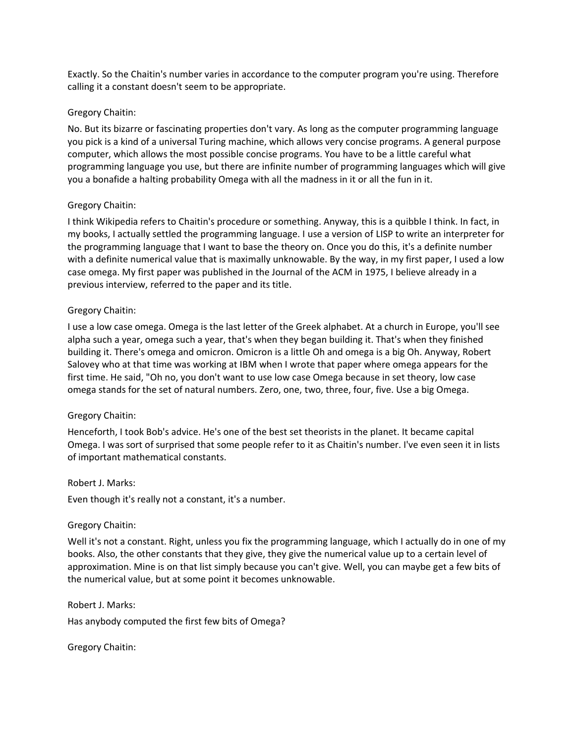Exactly. So the Chaitin's number varies in accordance to the computer program you're using. Therefore calling it a constant doesn't seem to be appropriate.

Gregory Chaitin:

No. But its bizarre or fascinating properties don't vary. As long as the computer programming language you pick is a kind of a universal Turing machine, which allows very concise programs. A general purpose computer, which allows the most possible concise programs. You have to be a little careful what programming language you use, but there are infinite number of programming languages which will give you a bonafide a halting probability Omega with all the madness in it or all the fun in it.

Gregory Chaitin:

I think Wikipedia refers to Chaitin's procedure or something. Anyway, this is a quibble I think. In fact, in my books, I actually settled the programming language. I use a version of LISP to write an interpreter for the programming language that I want to base the theory on. Once you do this, it's a definite number with a definite numerical value that is maximally unknowable. By the way, in my first paper, I used a low case omega. My first paper was published in the Journal of the ACM in 1975, I believe already in a previous interview, referred to the paper and its title.

Gregory Chaitin:

I use a low case omega. Omega is the last letter of the Greek alphabet. At a church in Europe, you'll see alpha such a year, omega such a year, that's when they began building it. That's when they finished building it. There's omega and omicron. Omicron is a little Oh and omega is a big Oh. Anyway, Robert Salovey who at that time was working at IBM when I wrote that paper where omega appears for the first time. He said, "Oh no, you don't want to use low case Omega because in set theory, low case omega stands for the set of natural numbers. Zero, one, two, three, four, five. Use a big Omega.

Gregory Chaitin:

Henceforth, I took Bob's advice. He's one of the best set theorists in the planet. It became capital Omega. I was sort of surprised that some people refer to it as Chaitin's number. I've even seen it in lists of important mathematical constants.

Robert J. Marks:

Even though it's really not a constant, it's a number.

Gregory Chaitin:

Well it's not a constant. Right, unless you fix the programming language, which I actually do in one of my books. Also, the other constants that they give, they give the numerical value up to a certain level of approximation. Mine is on that list simply because you can't give. Well, you can maybe get a few bits of the numerical value, but at some point it becomes unknowable.

Robert J. Marks:

Has anybody computed the first few bits of Omega?

Gregory Chaitin: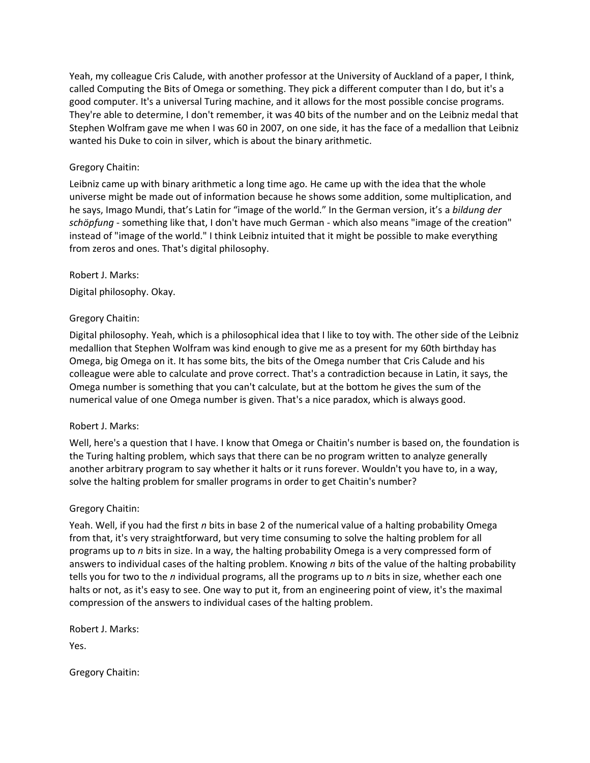Yeah, my colleague Cris Calude, with another professor at the University of Auckland of a paper, I think, called Computing the Bits of Omega or something. They pick a different computer than I do, but it's a good computer. It's a universal Turing machine, and it allows for the most possible concise programs. They're able to determine, I don't remember, it was 40 bits of the number and on the Leibniz medal that Stephen Wolfram gave me when I was 60 in 2007, on one side, it has the face of a medallion that Leibniz wanted his Duke to coin in silver, which is about the binary arithmetic.

Gregory Chaitin:

Leibniz came up with binary arithmetic a long time ago. He came up with the idea that the whole universe might be made out of information because he shows some addition, some multiplication, and he says, Imago Mundi, that's Latin for "image of the world." In the German version, it's a *bildung der schöpfung* - something like that, I don't have much German - which also means "image of the creation" instead of "image of the world." I think Leibniz intuited that it might be possible to make everything from zeros and ones. That's digital philosophy.

Robert J. Marks:

Digital philosophy. Okay.

Gregory Chaitin:

Digital philosophy. Yeah, which is a philosophical idea that I like to toy with. The other side of the Leibniz medallion that Stephen Wolfram was kind enough to give me as a present for my 60th birthday has Omega, big Omega on it. It has some bits, the bits of the Omega number that Cris Calude and his colleague were able to calculate and prove correct. That's a contradiction because in Latin, it says, the Omega number is something that you can't calculate, but at the bottom he gives the sum of the numerical value of one Omega number is given. That's a nice paradox, which is always good.

Robert J. Marks:

Well, here's a question that I have. I know that Omega or Chaitin's number is based on, the foundation is the Turing halting problem, which says that there can be no program written to analyze generally another arbitrary program to say whether it halts or it runs forever. Wouldn't you have to, in a way, solve the halting problem for smaller programs in order to get Chaitin's number?

Gregory Chaitin:

Yeah. Well, if you had the first $n$ bits in base 2 of the numerical value of a halting probability Omega from that, it's very straightforward, but very time consuming to solve the halting problem for all programs up to $n$ bits in size. In a way, the halting probability Omega is a very compressed form of answers to individual cases of the halting problem. Knowing $n$ bits of the value of the halting probability tells you for two to the $n$ individual programs, all the programs up to $n$ bits in size, whether each one halts or not, as it's easy to see. One way to put it, from an engineering point of view, it's the maximal compression of the answers to individual cases of the halting problem.

Robert J. Marks:

Yes.

Gregory Chaitin: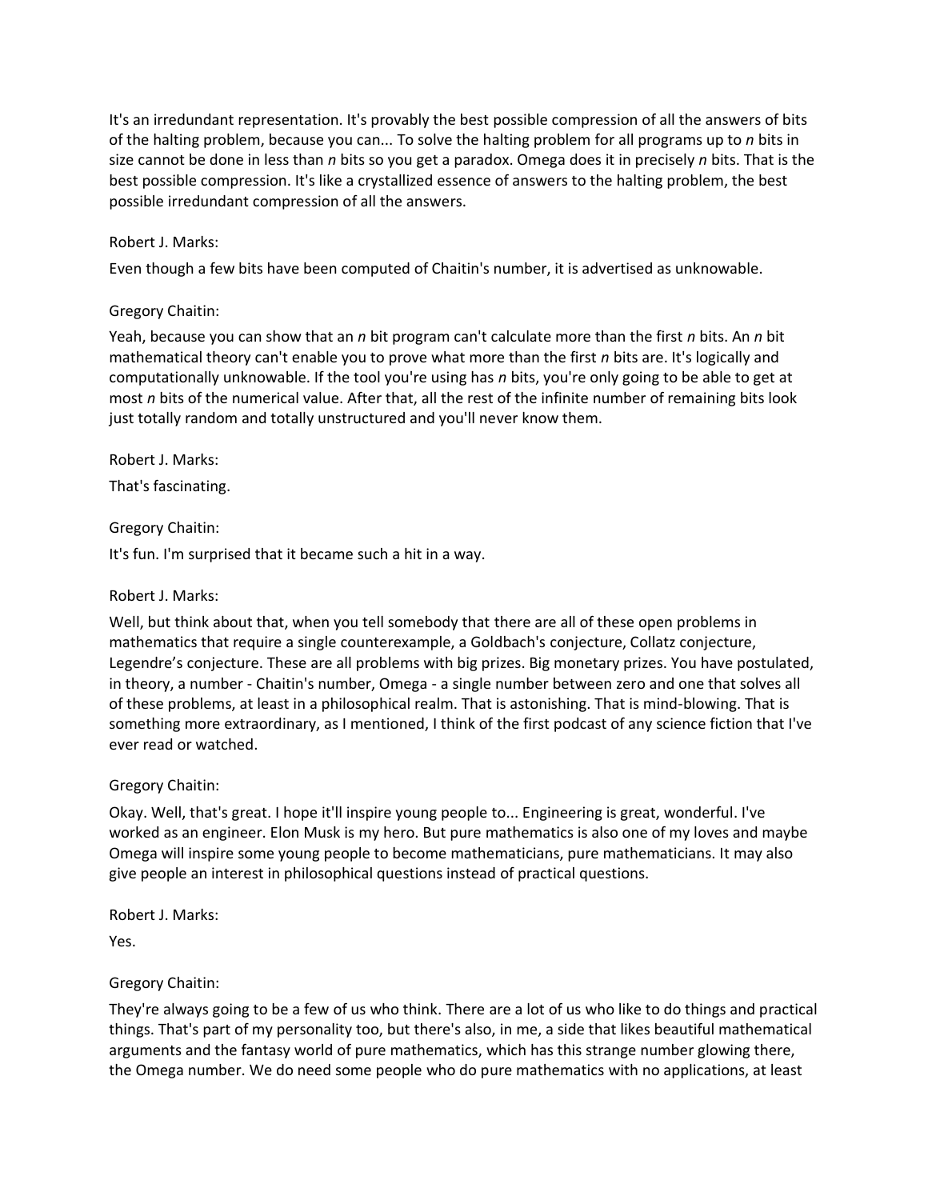It's an irredundant representation. It's provably the best possible compression of all the answers of bits of the halting problem, because you can... To solve the halting problem for all programs up to $n$ bits in size cannot be done in less than $n$ bits so you get a paradox. Omega does it in precisely $n$ bits. That is the best possible compression. It's like a crystallized essence of answers to the halting problem, the best possible irredundant compression of all the answers.

Robert J. Marks:

Even though a few bits have been computed of Chaitin's number, it is advertised as unknowable.

Gregory Chaitin:

Yeah, because you can show that an $n$ bit program can't calculate more than the first $n$ bits. An $n$ bit mathematical theory can't enable you to prove what more than the first $n$ bits are. It's logically and computationally unknowable. If the tool you're using has $n$ bits, you're only going to be able to get at most $n$ bits of the numerical value. After that, all the rest of the infinite number of remaining bits look just totally random and totally unstructured and you'll never know them.

Robert J. Marks:

That's fascinating.

Gregory Chaitin:

It's fun. I'm surprised that it became such a hit in a way.

Robert J. Marks:

Well, but think about that, when you tell somebody that there are all of these open problems in mathematics that require a single counterexample, a Goldbach's conjecture, Collatz conjecture, Legendre's conjecture. These are all problems with big prizes. Big monetary prizes. You have postulated, in theory, a number - Chaitin's number, Omega - a single number between zero and one that solves all of these problems, at least in a philosophical realm. That is astonishing. That is mind-blowing. That is something more extraordinary, as I mentioned, I think of the first podcast of any science fiction that I've ever read or watched.

Gregory Chaitin:

Okay. Well, that's great. I hope it'll inspire young people to... Engineering is great, wonderful. I've worked as an engineer. Elon Musk is my hero. But pure mathematics is also one of my loves and maybe Omega will inspire some young people to become mathematicians, pure mathematicians. It may also give people an interest in philosophical questions instead of practical questions.

Robert J. Marks:

Yes.

Gregory Chaitin:

They're always going to be a few of us who think. There are a lot of us who like to do things and practical things. That's part of my personality too, but there's also, in me, a side that likes beautiful mathematical arguments and the fantasy world of pure mathematics, which has this strange number glowing there, the Omega number. We do need some people who do pure mathematics with no applications, at least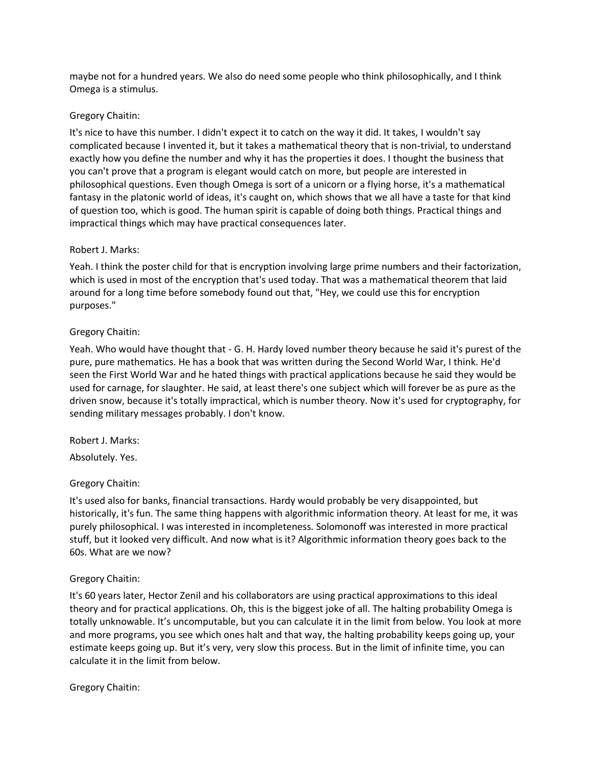maybe not for a hundred years. We also do need some people who think philosophically, and I think Omega is a stimulus.

Gregory Chaitin:

It's nice to have this number. I didn't expect it to catch on the way it did. It takes, I wouldn't say complicated because I invented it, but it takes a mathematical theory that is non-trivial, to understand exactly how you define the number and why it has the properties it does. I thought the business that you can't prove that a program is elegant would catch on more, but people are interested in philosophical questions. Even though Omega is sort of a unicorn or a flying horse, it's a mathematical fantasy in the platonic world of ideas, it's caught on, which shows that we all have a taste for that kind of question too, which is good. The human spirit is capable of doing both things. Practical things and impractical things which may have practical consequences later.

Robert J. Marks:

Yeah. I think the poster child for that is encryption involving large prime numbers and their factorization, which is used in most of the encryption that's used today. That was a mathematical theorem that laid around for a long time before somebody found out that, "Hey, we could use this for encryption purposes."

Gregory Chaitin:

Yeah. Who would have thought that - G. H. Hardy loved number theory because he said it's purest of the pure, pure mathematics. He has a book that was written during the Second World War, I think. He'd seen the First World War and he hated things with practical applications because he said they would be used for carnage, for slaughter. He said, at least there's one subject which will forever be as pure as the driven snow, because it's totally impractical, which is number theory. Now it's used for cryptography, for sending military messages probably. I don't know.

Robert J. Marks:

Absolutely. Yes.

Gregory Chaitin:

It's used also for banks, financial transactions. Hardy would probably be very disappointed, but historically, it's fun. The same thing happens with algorithmic information theory. At least for me, it was purely philosophical. I was interested in incompleteness. Solomonoff was interested in more practical stuff, but it looked very difficult. And now what is it? Algorithmic information theory goes back to the 60s. What are we now?

Gregory Chaitin:

It's 60 years later, Hector Zenil and his collaborators are using practical approximations to this ideal theory and for practical applications. Oh, this is the biggest joke of all. The halting probability Omega is totally unknowable. It's uncomputable, but you can calculate it in the limit from below. You look at more and more programs, you see which ones halt and that way, the halting probability keeps going up, your estimate keeps going up. But it's very, very slow this process. But in the limit of infinite time, you can calculate it in the limit from below.

Gregory Chaitin: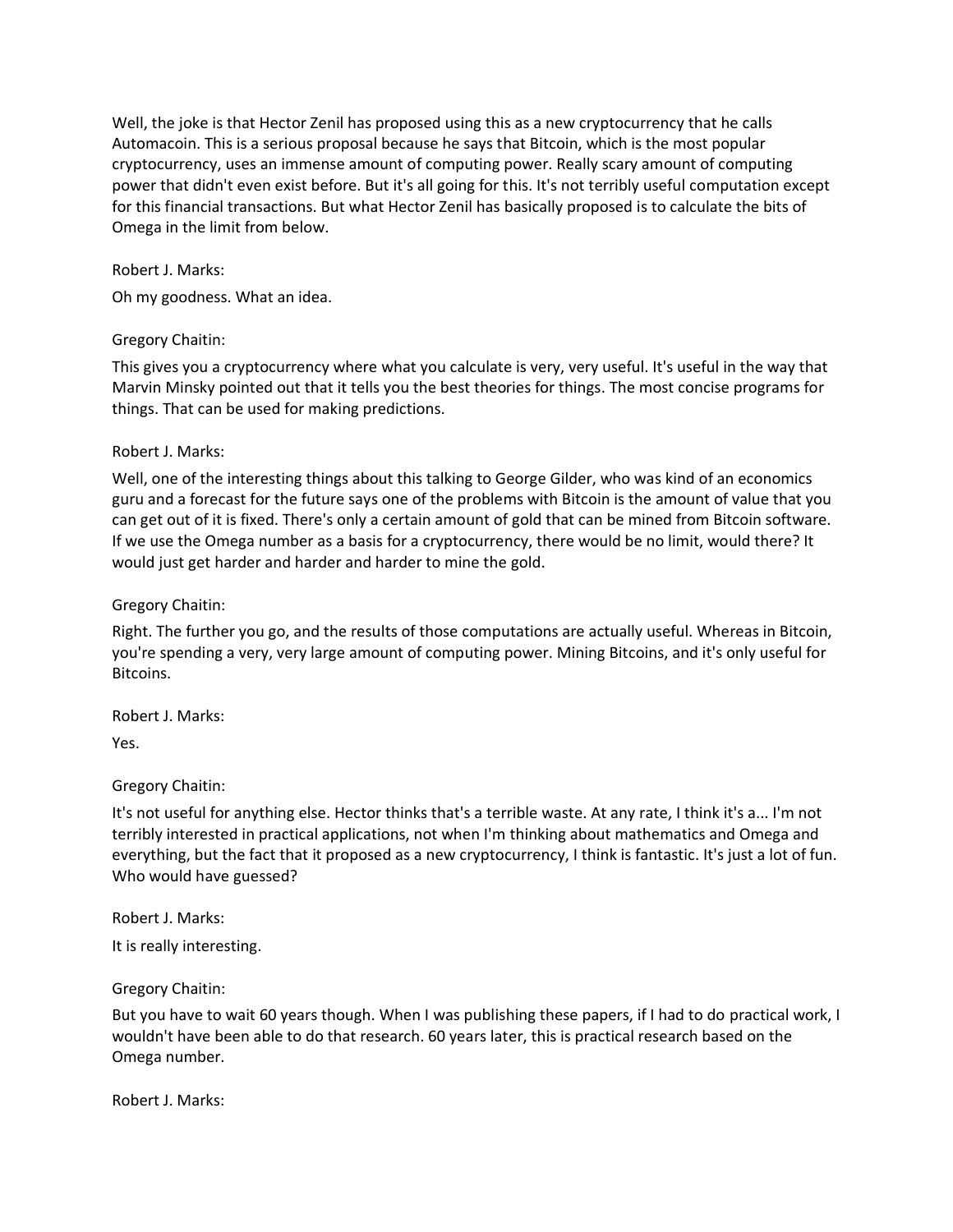Well, the joke is that Hector Zenil has proposed using this as a new cryptocurrency that he calls Automacoin. This is a serious proposal because he says that Bitcoin, which is the most popular cryptocurrency, uses an immense amount of computing power. Really scary amount of computing power that didn't even exist before. But it's all going for this. It's not terribly useful computation except for this financial transactions. But what Hector Zenil has basically proposed is to calculate the bits of Omega in the limit from below.

Robert J. Marks:

Oh my goodness. What an idea.

Gregory Chaitin:

This gives you a cryptocurrency where what you calculate is very, very useful. It's useful in the way that Marvin Minsky pointed out that it tells you the best theories for things. The most concise programs for things. That can be used for making predictions.

Robert J. Marks:

Well, one of the interesting things about this talking to George Gilder, who was kind of an economics guru and a forecast for the future says one of the problems with Bitcoin is the amount of value that you can get out of it is fixed. There's only a certain amount of gold that can be mined from Bitcoin software. If we use the Omega number as a basis for a cryptocurrency, there would be no limit, would there? It would just get harder and harder and harder to mine the gold.

Gregory Chaitin:

Right. The further you go, and the results of those computations are actually useful. Whereas in Bitcoin, you're spending a very, very large amount of computing power. Mining Bitcoins, and it's only useful for Bitcoins.

Robert J. Marks:

Yes.

Gregory Chaitin:

It's not useful for anything else. Hector thinks that's a terrible waste. At any rate, I think it's a... I'm not terribly interested in practical applications, not when I'm thinking about mathematics and Omega and everything, but the fact that it proposed as a new cryptocurrency, I think is fantastic. It's just a lot of fun. Who would have guessed?

Robert J. Marks:

It is really interesting.

Gregory Chaitin:

But you have to wait 60 years though. When I was publishing these papers, if I had to do practical work, I wouldn't have been able to do that research. 60 years later, this is practical research based on the Omega number.

Robert J. Marks: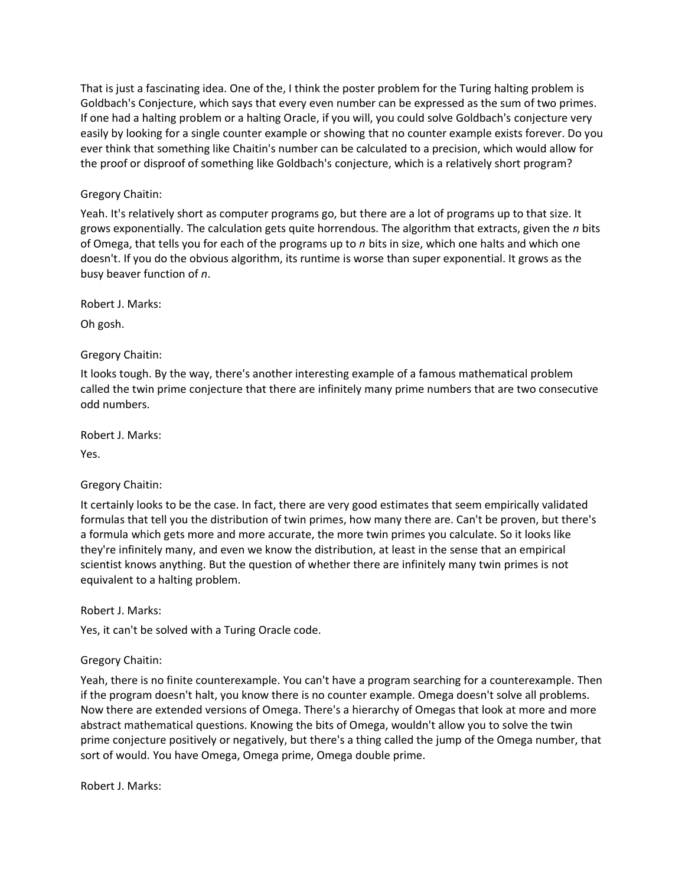That is just a fascinating idea. One of the, I think the poster problem for the Turing halting problem is Goldbach's Conjecture, which says that every even number can be expressed as the sum of two primes. If one had a halting problem or a halting Oracle, if you will, you could solve Goldbach's conjecture very easily by looking for a single counter example or showing that no counter example exists forever. Do you ever think that something like Chaitin's number can be calculated to a precision, which would allow for the proof or disproof of something like Goldbach's conjecture, which is a relatively short program?

Gregory Chaitin:

Yeah. It's relatively short as computer programs go, but there are a lot of programs up to that size. It grows exponentially. The calculation gets quite horrendous. The algorithm that extracts, given the $n$ bits of Omega, that tells you for each of the programs up to $n$ bits in size, which one halts and which one doesn't. If you do the obvious algorithm, its runtime is worse than super exponential. It grows as the busy beaver function of $n$.

Robert J. Marks:

Oh gosh.

Gregory Chaitin:

It looks tough. By the way, there's another interesting example of a famous mathematical problem called the twin prime conjecture that there are infinitely many prime numbers that are two consecutive odd numbers.

Robert J. Marks:

Yes.

Gregory Chaitin:

It certainly looks to be the case. In fact, there are very good estimates that seem empirically validated formulas that tell you the distribution of twin primes, how many there are. Can't be proven, but there's a formula which gets more and more accurate, the more twin primes you calculate. So it looks like they're infinitely many, and even we know the distribution, at least in the sense that an empirical scientist knows anything. But the question of whether there are infinitely many twin primes is not equivalent to a halting problem.

Robert J. Marks:

Yes, it can't be solved with a Turing Oracle code.

Gregory Chaitin:

Yeah, there is no finite counterexample. You can't have a program searching for a counterexample. Then if the program doesn't halt, you know there is no counter example. Omega doesn't solve all problems. Now there are extended versions of Omega. There's a hierarchy of Omegas that look at more and more abstract mathematical questions. Knowing the bits of Omega, wouldn't allow you to solve the twin prime conjecture positively or negatively, but there's a thing called the jump of the Omega number, that sort of would. You have Omega, Omega prime, Omega double prime.

Robert J. Marks: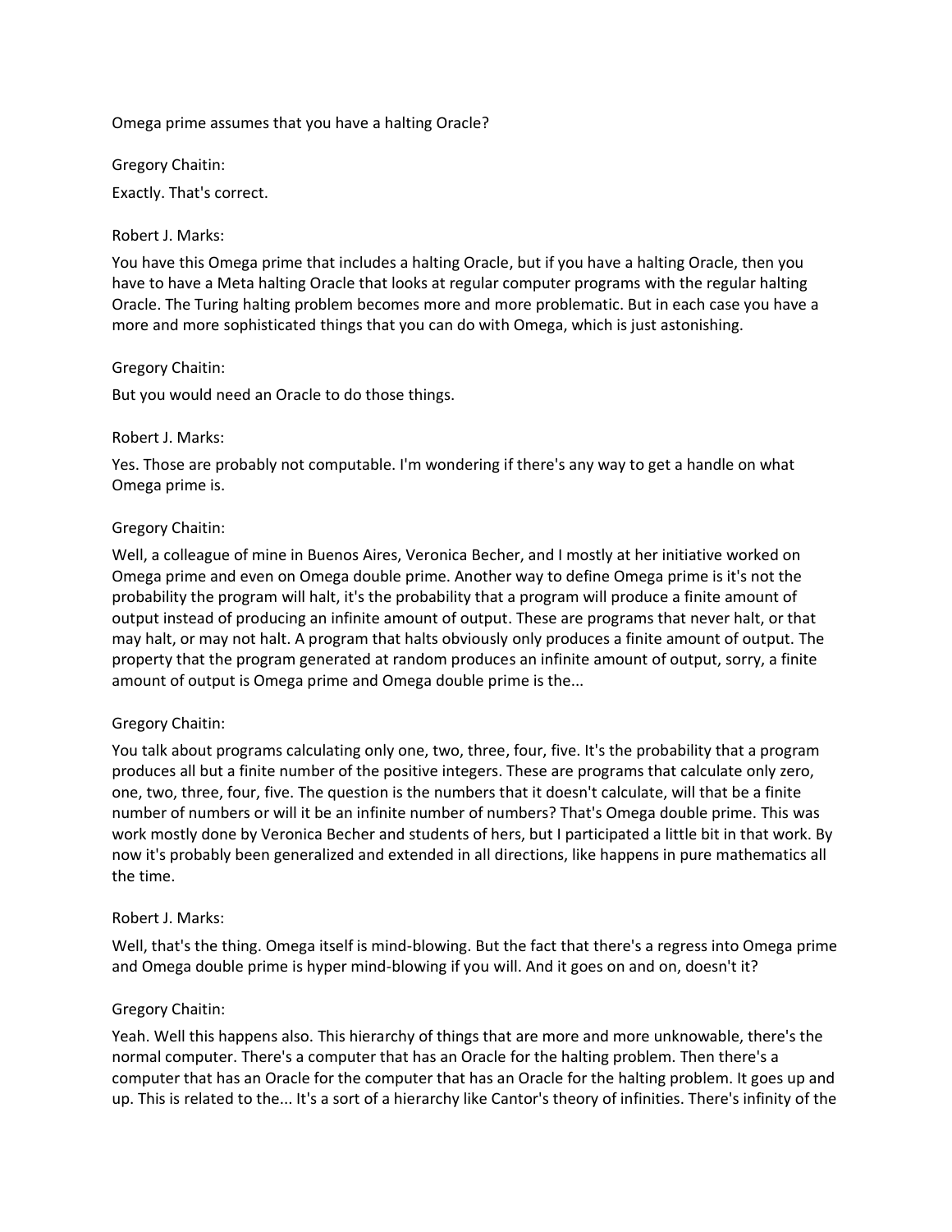Omega prime assumes that you have a halting Oracle?

Gregory Chaitin:

Exactly. That's correct.

Robert J. Marks:

You have this Omega prime that includes a halting Oracle, but if you have a halting Oracle, then you have to have a Meta halting Oracle that looks at regular computer programs with the regular halting Oracle. The Turing halting problem becomes more and more problematic. But in each case you have a more and more sophisticated things that you can do with Omega, which is just astonishing.

Gregory Chaitin:

But you would need an Oracle to do those things.

Robert J. Marks:

Yes. Those are probably not computable. I'm wondering if there's any way to get a handle on what Omega prime is.

Gregory Chaitin:

Well, a colleague of mine in Buenos Aires, Veronica Becher, and I mostly at her initiative worked on Omega prime and even on Omega double prime. Another way to define Omega prime is it's not the probability the program will halt, it's the probability that a program will produce a finite amount of output instead of producing an infinite amount of output. These are programs that never halt, or that may halt, or may not halt. A program that halts obviously only produces a finite amount of output. The property that the program generated at random produces an infinite amount of output, sorry, a finite amount of output is Omega prime and Omega double prime is the...

Gregory Chaitin:

You talk about programs calculating only one, two, three, four, five. It's the probability that a program produces all but a finite number of the positive integers. These are programs that calculate only zero, one, two, three, four, five. The question is the numbers that it doesn't calculate, will that be a finite number of numbers or will it be an infinite number of numbers? That's Omega double prime. This was work mostly done by Veronica Becher and students of hers, but I participated a little bit in that work. By now it's probably been generalized and extended in all directions, like happens in pure mathematics all the time.

Robert J. Marks:

Well, that's the thing. Omega itself is mind-blowing. But the fact that there's a regress into Omega prime and Omega double prime is hyper mind-blowing if you will. And it goes on and on, doesn't it?

Gregory Chaitin:

Yeah. Well this happens also. This hierarchy of things that are more and more unknowable, there's the normal computer. There's a computer that has an Oracle for the halting problem. Then there's a computer that has an Oracle for the computer that has an Oracle for the halting problem. It goes up and up. This is related to the... It's a sort of a hierarchy like Cantor's theory of infinities. There's infinity of the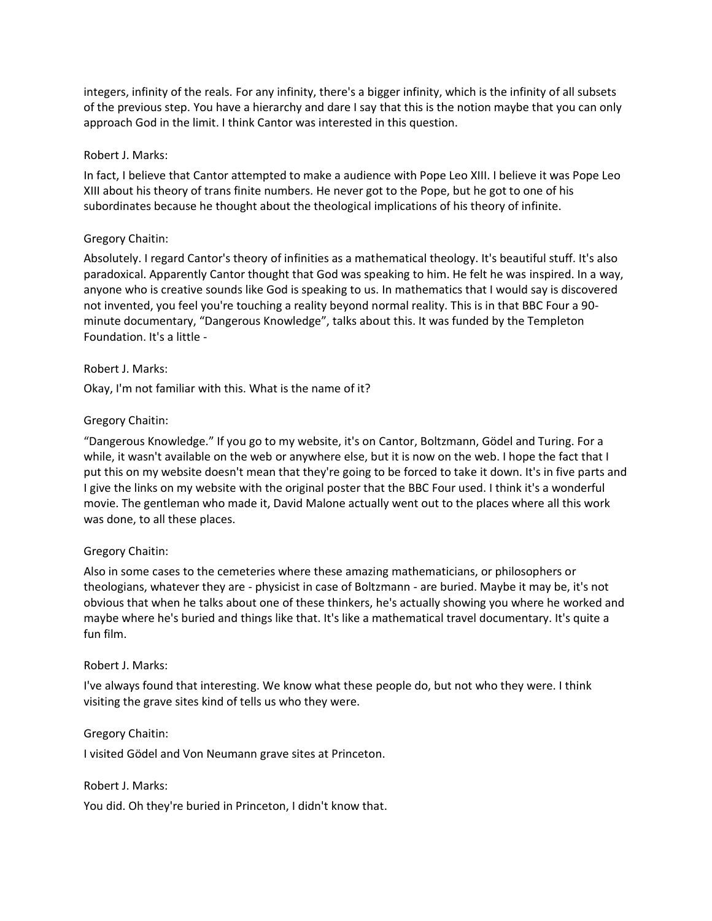integers, infinity of the reals. For any infinity, there's a bigger infinity, which is the infinity of all subsets of the previous step. You have a hierarchy and dare I say that this is the notion maybe that you can only approach God in the limit. I think Cantor was interested in this question.

Robert J. Marks:

In fact, I believe that Cantor attempted to make a audience with Pope Leo XIII. I believe it was Pope Leo XIII about his theory of trans finite numbers. He never got to the Pope, but he got to one of his subordinates because he thought about the theological implications of his theory of infinite.

Gregory Chaitin:

Absolutely. I regard Cantor's theory of infinities as a mathematical theology. It's beautiful stuff. It's also paradoxical. Apparently Cantor thought that God was speaking to him. He felt he was inspired. In a way, anyone who is creative sounds like God is speaking to us. In mathematics that I would say is discovered not invented, you feel you're touching a reality beyond normal reality. This is in that BBC Four a 90-minute documentary, "Dangerous Knowledge", talks about this. It was funded by the Templeton Foundation. It's a little -

Robert J. Marks:

Okay, I'm not familiar with this. What is the name of it?

Gregory Chaitin:

"Dangerous Knowledge." If you go to my website, it's on Cantor, Boltzmann, Gödel and Turing. For a while, it wasn't available on the web or anywhere else, but it is now on the web. I hope the fact that I put this on my website doesn't mean that they're going to be forced to take it down. It's in five parts and I give the links on my website with the original poster that the BBC Four used. I think it's a wonderful movie. The gentleman who made it, David Malone actually went out to the places where all this work was done, to all these places.

Gregory Chaitin:

Also in some cases to the cemeteries where these amazing mathematicians, or philosophers or theologians, whatever they are - physicist in case of Boltzmann - are buried. Maybe it may be, it's not obvious that when he talks about one of these thinkers, he's actually showing you where he worked and maybe where he's buried and things like that. It's like a mathematical travel documentary. It's quite a fun film.

Robert J. Marks:

I've always found that interesting. We know what these people do, but not who they were. I think visiting the grave sites kind of tells us who they were.

Gregory Chaitin:

I visited Gödel and Von Neumann grave sites at Princeton.

Robert J. Marks:

You did. Oh they're buried in Princeton, I didn't know that.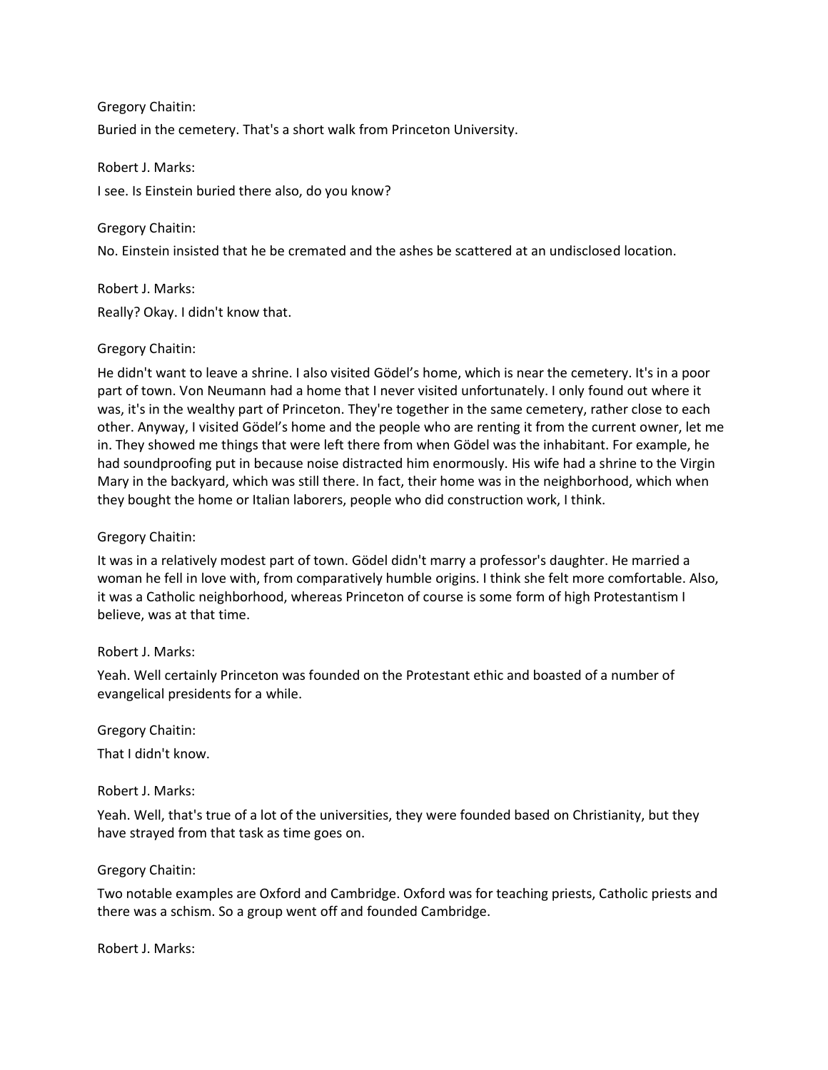Gregory Chaitin:

Buried in the cemetery. That's a short walk from Princeton University.

Robert J. Marks:

I see. Is Einstein buried there also, do you know?

Gregory Chaitin:

No. Einstein insisted that he be cremated and the ashes be scattered at an undisclosed location.

Robert J. Marks:

Really? Okay. I didn't know that.

Gregory Chaitin:

He didn't want to leave a shrine. I also visited Gödel's home, which is near the cemetery. It's in a poor part of town. Von Neumann had a home that I never visited unfortunately. I only found out where it was, it's in the wealthy part of Princeton. They're together in the same cemetery, rather close to each other. Anyway, I visited Gödel's home and the people who are renting it from the current owner, let me in. They showed me things that were left there from when Gödel was the inhabitant. For example, he had soundproofing put in because noise distracted him enormously. His wife had a shrine to the Virgin Mary in the backyard, which was still there. In fact, their home was in the neighborhood, which when they bought the home or Italian laborers, people who did construction work, I think.

Gregory Chaitin:

It was in a relatively modest part of town. Gödel didn't marry a professor's daughter. He married a woman he fell in love with, from comparatively humble origins. I think she felt more comfortable. Also, it was a Catholic neighborhood, whereas Princeton of course is some form of high Protestantism I believe, was at that time.

Robert J. Marks:

Yeah. Well certainly Princeton was founded on the Protestant ethic and boasted of a number of evangelical presidents for a while.

Gregory Chaitin:

That I didn't know.

Robert J. Marks:

Yeah. Well, that's true of a lot of the universities, they were founded based on Christianity, but they have strayed from that task as time goes on.

Gregory Chaitin:

Two notable examples are Oxford and Cambridge. Oxford was for teaching priests, Catholic priests and there was a schism. So a group went off and founded Cambridge.

Robert J. Marks: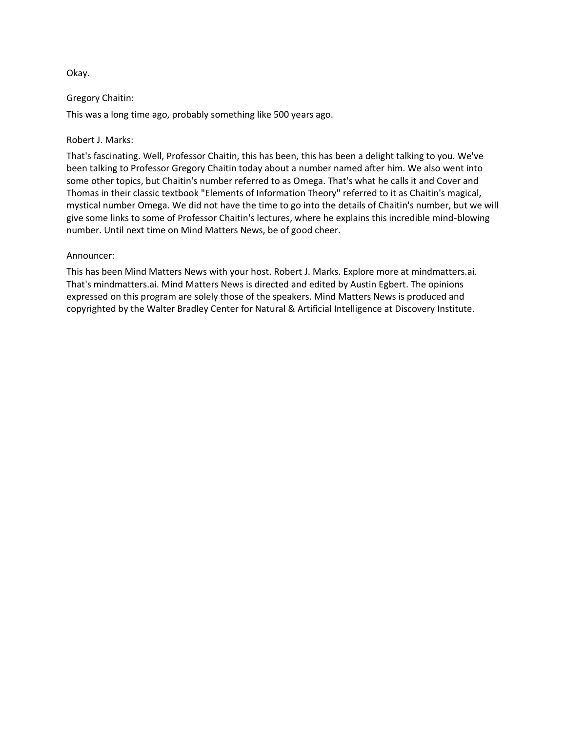Okay.

Gregory Chaitin:

This was a long time ago, probably something like 500 years ago.

Robert J. Marks:

That's fascinating. Well, Professor Chaitin, this has been, this has been a delight talking to you. We've been talking to Professor Gregory Chaitin today about a number named after him. We also went into some other topics, but Chaitin's number referred to as Omega. That's what he calls it and Cover and Thomas in their classic textbook "Elements of Information Theory" referred to it as Chaitin's magical, mystical number Omega. We did not have the time to go into the details of Chaitin's number, but we will give some links to some of Professor Chaitin's lectures, where he explains this incredible mind-blowing number. Until next time on Mind Matters News, be of good cheer.

Announcer:

This has been Mind Matters News with your host. Robert J. Marks. Explore more at mindmatters.ai. That's mindmatters.ai. Mind Matters News is directed and edited by Austin Egbert. The opinions expressed on this program are solely those of the speakers. Mind Matters News is produced and copyrighted by the Walter Bradley Center for Natural & Artificial Intelligence at Discovery Institute.